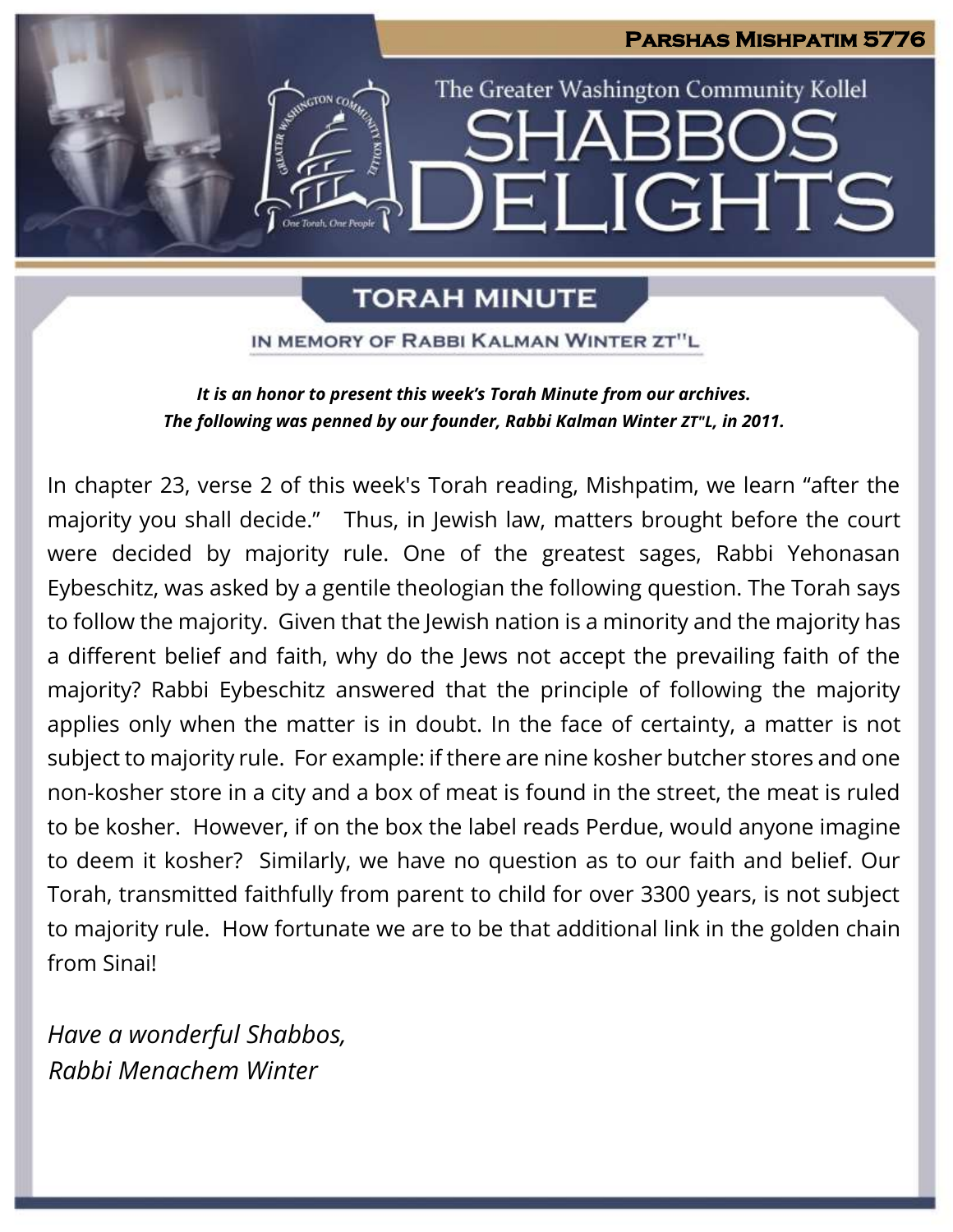**Parshas Mishpatim 5776**

The Greater Washington Community Kollel

# SHABBOS DELIGHTS

## TORAH MINUTE

### IN MEMORY OF RABBI KALMAN WINTER ZT"L

***It is an honor to present this week's Torah Minute from our archives. The following was penned by our founder, Rabbi Kalman Winter zt"l, in 2011.***

In chapter 23, verse 2 of this week's Torah reading, Mishpatim, we learn "after the majority you shall decide." Thus, in Jewish law, matters brought before the court were decided by majority rule. One of the greatest sages, Rabbi Yehonasan Eybeschitz, was asked by a gentile theologian the following question. The Torah says to follow the majority. Given that the Jewish nation is a minority and the majority has a different belief and faith, why do the Jews not accept the prevailing faith of the majority? Rabbi Eybeschitz answered that the principle of following the majority applies only when the matter is in doubt. In the face of certainty, a matter is not subject to majority rule. For example: if there are nine kosher butcher stores and one non-kosher store in a city and a box of meat is found in the street, the meat is ruled to be kosher. However, if on the box the label reads Perdue, would anyone imagine to deem it kosher? Similarly, we have no question as to our faith and belief. Our Torah, transmitted faithfully from parent to child for over 3300 years, is not subject to majority rule. How fortunate we are to be that additional link in the golden chain from Sinai!

*Have a wonderful Shabbos,*
*Rabbi Menachem Winter*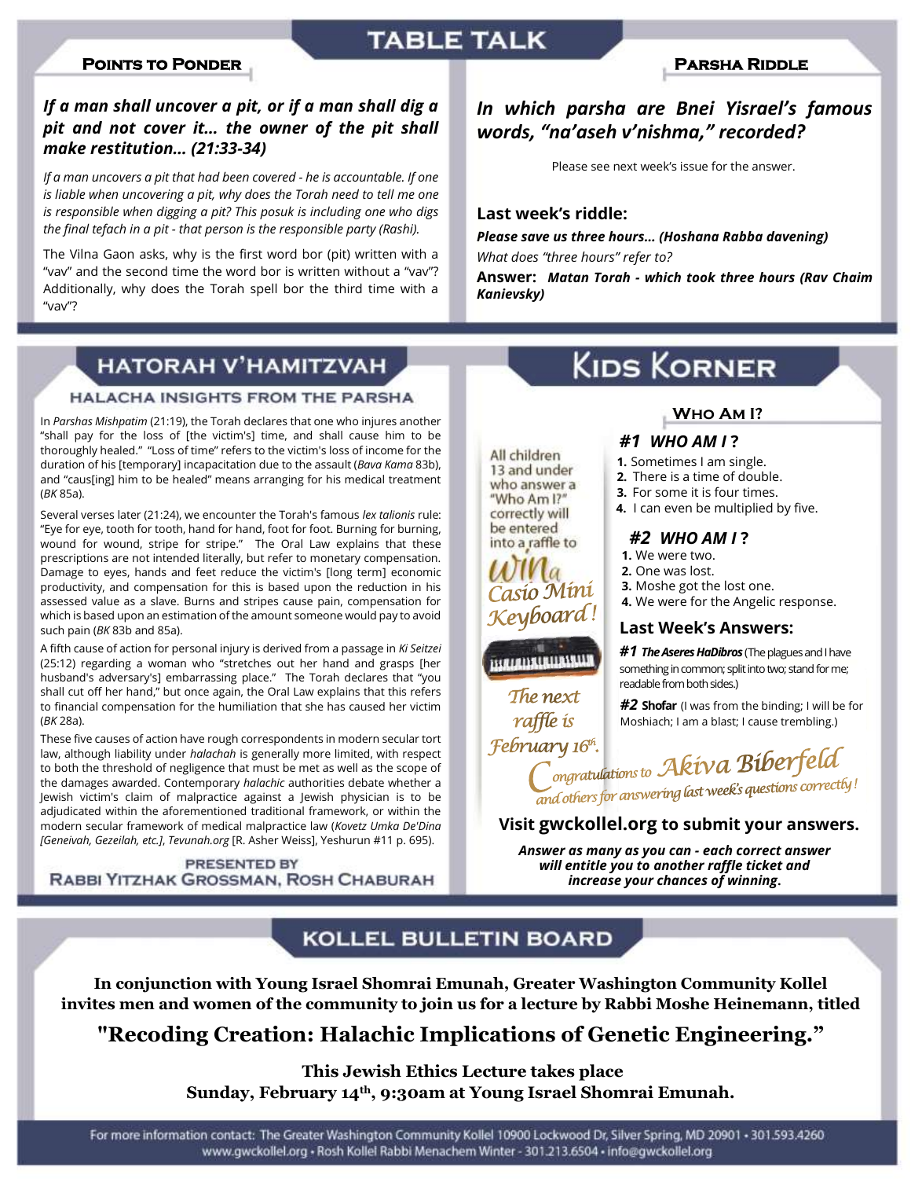# TABLE TALK

## Points to Ponder

***If a man shall uncover a pit, or if a man shall dig a pit and not cover it… the owner of the pit shall make restitution… (21:33-34)***

*If a man uncovers a pit that had been covered - he is accountable. If one is liable when uncovering a pit, why does the Torah need to tell me one is responsible when digging a pit? This posuk is including one who digs the final tefach in a pit - that person is the responsible party (Rashi).*

The Vilna Gaon asks, why is the first word bor (pit) written with a "vav" and the second time the word bor is written without a "vav"? Additionally, why does the Torah spell bor the third time with a "vav"?

## Parsha Riddle

***In which parsha are Bnei Yisrael's famous words, "na'aseh v'nishma," recorded?***

Please see next week's issue for the answer.

**Last week's riddle:**

***Please save us three hours… (Hoshana Rabba davening)***

*What does "three hours" refer to?*

**Answer:** ***Matan Torah - which took three hours (Rav Chaim Kanievsky)***

# HATORAH V'HAMITZVAH

## HALACHA INSIGHTS FROM THE PARSHA

In *Parshas Mishpatim* (21:19), the Torah declares that one who injures another "shall pay for the loss of [the victim's] time, and shall cause him to be thoroughly healed." "Loss of time" refers to the victim's loss of income for the duration of his [temporary] incapacitation due to the assault (*Bava Kama* 83b), and "caus[ing] him to be healed" means arranging for his medical treatment (*BK* 85a).

Several verses later (21:24), we encounter the Torah's famous *lex talionis* rule: "Eye for eye, tooth for tooth, hand for hand, foot for foot. Burning for burning, wound for wound, stripe for stripe." The Oral Law explains that these prescriptions are not intended literally, but refer to monetary compensation. Damage to eyes, hands and feet reduce the victim's [long term] economic productivity, and compensation for this is based upon the reduction in his assessed value as a slave. Burns and stripes cause pain, compensation for which is based upon an estimation of the amount someone would pay to avoid such pain (*BK* 83b and 85a).

A fifth cause of action for personal injury is derived from a passage in *Ki Seitzei* (25:12) regarding a woman who "stretches out her hand and grasps [her husband's adversary's] embarrassing place." The Torah declares that "you shall cut off her hand," but once again, the Oral Law explains that this refers to financial compensation for the humiliation that she has caused her victim (*BK* 28a).

These five causes of action have rough correspondents in modern secular tort law, although liability under *halachah* is generally more limited, with respect to both the threshold of negligence that must be met as well as the scope of the damages awarded. Contemporary *halachic* authorities debate whether a Jewish victim's claim of malpractice against a Jewish physician is to be adjudicated within the aforementioned traditional framework, or within the modern secular framework of medical malpractice law (*Kovetz Umka De'Dina [Geneivah, Gezeilah, etc.]*, *Tevunah.org* [R. Asher Weiss], Yeshurun #11 p. 695).

PRESENTED BY
RABBI YITZHAK GROSSMAN, ROSH CHABURAH

# KIDS KORNER

All children 13 and under who answer a "Who Am I?" correctly will be entered into a raffle to

*Win a Casio Mini Keyboard!*

*The next raffle is February 16th.*

## Who Am I?

### #1 WHO AM I ?

1. Sometimes I am single.
2. There is a time of double.
3. For some it is four times.
4. I can even be multiplied by five.

### #2 WHO AM I ?

1. We were two.
2. One was lost.
3. Moshe got the lost one.
4. We were for the Angelic response.

### Last Week's Answers:

***#1* The Aseres HaDibros** (The plagues and I have something in common; split into two; stand for me; readable from both sides.)

***#2* Shofar** (I was from the binding; I will be for Moshiach; I am a blast; I cause trembling.)

*Congratulations to Akiva Biberfeld and others for answering last week's questions correctly!*

**Visit gwckollel.org to submit your answers.**

***Answer as many as you can - each correct answer will entitle you to another raffle ticket and increase your chances of winning.***

# KOLLEL BULLETIN BOARD

**In conjunction with Young Israel Shomrai Emunah, Greater Washington Community Kollel invites men and women of the community to join us for a lecture by Rabbi Moshe Heinemann, titled**

**"Recoding Creation: Halachic Implications of Genetic Engineering."**

**This Jewish Ethics Lecture takes place**
**Sunday, February 14th, 9:30am at Young Israel Shomrai Emunah.**

For more information contact: The Greater Washington Community Kollel 10900 Lockwood Dr, Silver Spring, MD 20901 • 301.593.4260
www.gwckollel.org • Rosh Kollel Rabbi Menachem Winter - 301.213.6504 • info@gwckollel.org